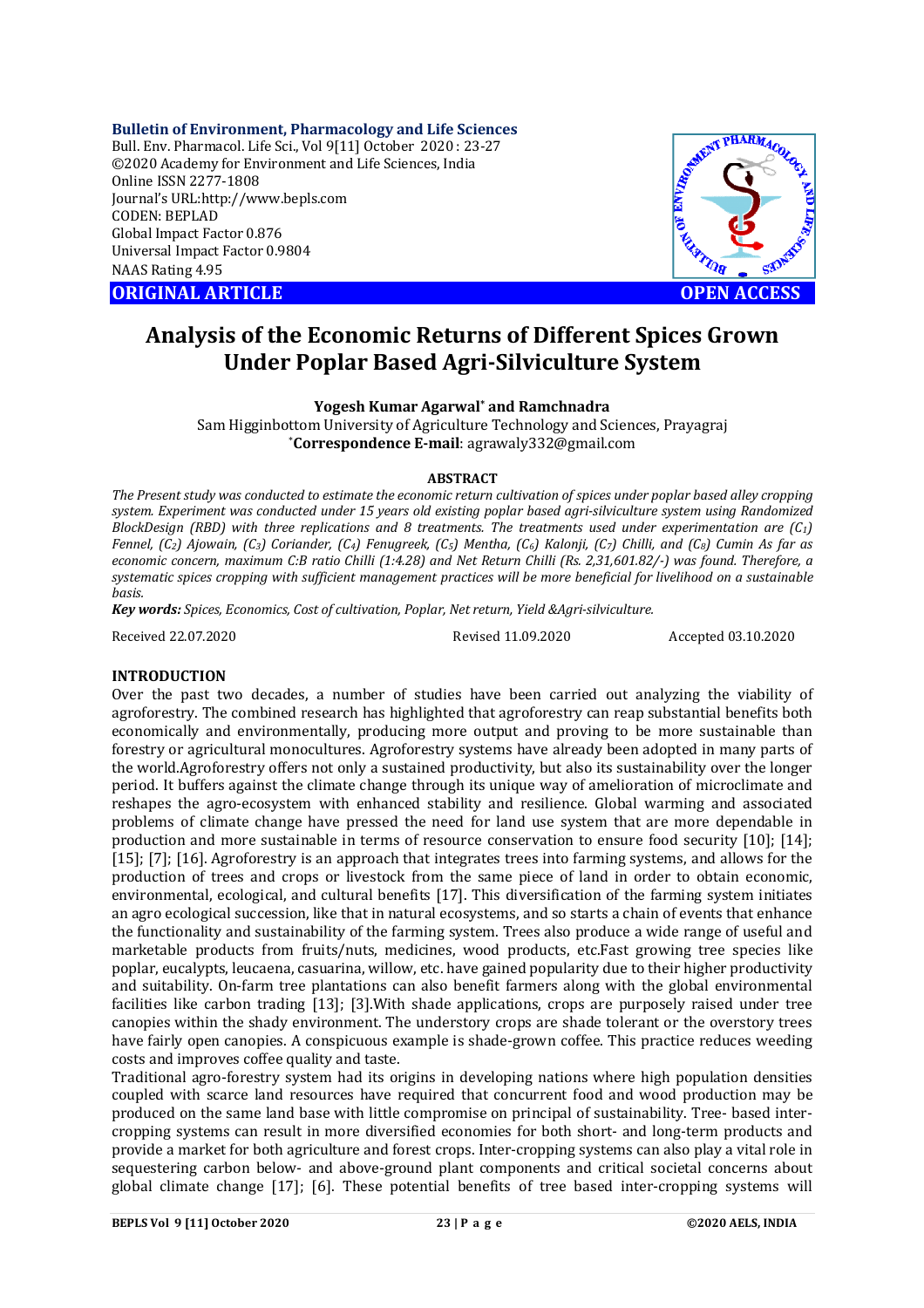**Bulletin of Environment, Pharmacology and Life Sciences**
Bull. Env. Pharmacol. Life Sci., Vol 9[11] October 2020 : 23-27
©2020 Academy for Environment and Life Sciences, India
Online ISSN 2277-1808
Journal's URL:http://www.bepls.com
CODEN: BEPLAD
Global Impact Factor 0.876
Universal Impact Factor 0.9804
NAAS Rating 4.95

**ORIGINAL ARTICLE** **OPEN ACCESS**

# Analysis of the Economic Returns of Different Spices Grown Under Poplar Based Agri-Silviculture System

**Yogesh Kumar Agarwal*** **and Ramchnadra**

Sam Higginbottom University of Agriculture Technology and Sciences, Prayagraj

***Correspondence E-mail**: agrawaly332@gmail.com

## ABSTRACT

*The Present study was conducted to estimate the economic return cultivation of spices under poplar based alley cropping system. Experiment was conducted under 15 years old existing poplar based agri-silviculture system using Randomized BlockDesign (RBD) with three replications and 8 treatments. The treatments used under experimentation are ($C_1$) Fennel, ($C_2$) Ajowain, ($C_3$) Coriander, ($C_4$) Fenugreek, ($C_5$) Mentha, ($C_6$) Kalonji, ($C_7$) Chilli, and ($C_8$) Cumin As far as economic concern, maximum C:B ratio Chilli (1:4.28) and Net Return Chilli (Rs. 2,31,601.82/-) was found. Therefore, a systematic spices cropping with sufficient management practices will be more beneficial for livelihood on a sustainable basis.*

***Key words:*** *Spices, Economics, Cost of cultivation, Poplar, Net return, Yield &Agri-silviculture.*

Received 22.07.2020 Revised 11.09.2020 Accepted 03.10.2020

## INTRODUCTION

Over the past two decades, a number of studies have been carried out analyzing the viability of agroforestry. The combined research has highlighted that agroforestry can reap substantial benefits both economically and environmentally, producing more output and proving to be more sustainable than forestry or agricultural monocultures. Agroforestry systems have already been adopted in many parts of the world.Agroforestry offers not only a sustained productivity, but also its sustainability over the longer period. It buffers against the climate change through its unique way of amelioration of microclimate and reshapes the agro-ecosystem with enhanced stability and resilience. Global warming and associated problems of climate change have pressed the need for land use system that are more dependable in production and more sustainable in terms of resource conservation to ensure food security [10]; [14]; [15]; [7]; [16]. Agroforestry is an approach that integrates trees into farming systems, and allows for the production of trees and crops or livestock from the same piece of land in order to obtain economic, environmental, ecological, and cultural benefits [17]. This diversification of the farming system initiates an agro ecological succession, like that in natural ecosystems, and so starts a chain of events that enhance the functionality and sustainability of the farming system. Trees also produce a wide range of useful and marketable products from fruits/nuts, medicines, wood products, etc.Fast growing tree species like poplar, eucalypts, leucaena, casuarina, willow, etc. have gained popularity due to their higher productivity and suitability. On-farm tree plantations can also benefit farmers along with the global environmental facilities like carbon trading [13]; [3].With shade applications, crops are purposely raised under tree canopies within the shady environment. The understory crops are shade tolerant or the overstory trees have fairly open canopies. A conspicuous example is shade-grown coffee. This practice reduces weeding costs and improves coffee quality and taste.

Traditional agro-forestry system had its origins in developing nations where high population densities coupled with scarce land resources have required that concurrent food and wood production may be produced on the same land base with little compromise on principal of sustainability. Tree- based inter-cropping systems can result in more diversified economies for both short- and long-term products and provide a market for both agriculture and forest crops. Inter-cropping systems can also play a vital role in sequestering carbon below- and above-ground plant components and critical societal concerns about global climate change [17]; [6]. These potential benefits of tree based inter-cropping systems will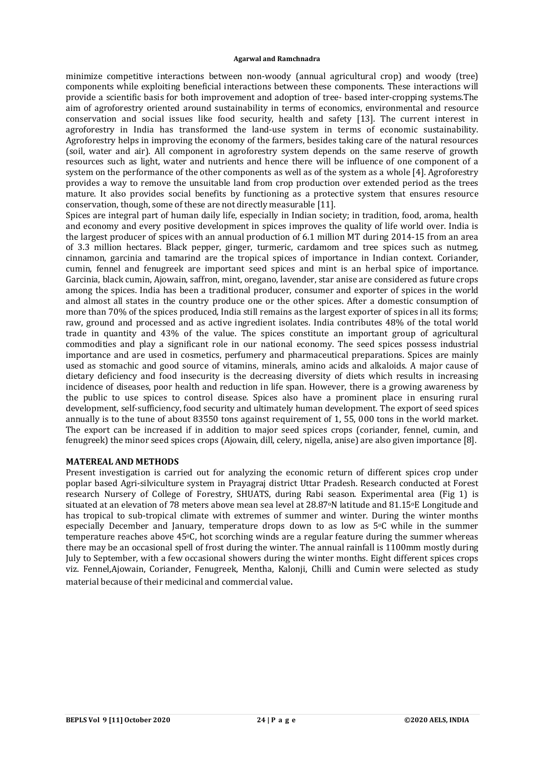minimize competitive interactions between non-woody (annual agricultural crop) and woody (tree) components while exploiting beneficial interactions between these components. These interactions will provide a scientific basis for both improvement and adoption of tree- based inter-cropping systems.The aim of agroforestry oriented around sustainability in terms of economics, environmental and resource conservation and social issues like food security, health and safety [13]. The current interest in agroforestry in India has transformed the land-use system in terms of economic sustainability. Agroforestry helps in improving the economy of the farmers, besides taking care of the natural resources (soil, water and air). All component in agroforestry system depends on the same reserve of growth resources such as light, water and nutrients and hence there will be influence of one component of a system on the performance of the other components as well as of the system as a whole [4]. Agroforestry provides a way to remove the unsuitable land from crop production over extended period as the trees mature. It also provides social benefits by functioning as a protective system that ensures resource conservation, though, some of these are not directly measurable [11].

Spices are integral part of human daily life, especially in Indian society; in tradition, food, aroma, health and economy and every positive development in spices improves the quality of life world over. India is the largest producer of spices with an annual production of 6.1 million MT during 2014-15 from an area of 3.3 million hectares. Black pepper, ginger, turmeric, cardamom and tree spices such as nutmeg, cinnamon, garcinia and tamarind are the tropical spices of importance in Indian context. Coriander, cumin, fennel and fenugreek are important seed spices and mint is an herbal spice of importance. Garcinia, black cumin, Ajowain, saffron, mint, oregano, lavender, star anise are considered as future crops among the spices. India has been a traditional producer, consumer and exporter of spices in the world and almost all states in the country produce one or the other spices. After a domestic consumption of more than 70% of the spices produced, India still remains as the largest exporter of spices in all its forms; raw, ground and processed and as active ingredient isolates. India contributes 48% of the total world trade in quantity and 43% of the value. The spices constitute an important group of agricultural commodities and play a significant role in our national economy. The seed spices possess industrial importance and are used in cosmetics, perfumery and pharmaceutical preparations. Spices are mainly used as stomachic and good source of vitamins, minerals, amino acids and alkaloids. A major cause of dietary deficiency and food insecurity is the decreasing diversity of diets which results in increasing incidence of diseases, poor health and reduction in life span. However, there is a growing awareness by the public to use spices to control disease. Spices also have a prominent place in ensuring rural development, self-sufficiency, food security and ultimately human development. The export of seed spices annually is to the tune of about 83550 tons against requirement of 1, 55, 000 tons in the world market. The export can be increased if in addition to major seed spices crops (coriander, fennel, cumin, and fenugreek) the minor seed spices crops (Ajowain, dill, celery, nigella, anise) are also given importance [8].

## MATEREAL AND METHODS

Present investigation is carried out for analyzing the economic return of different spices crop under poplar based Agri-silviculture system in Prayagraj district Uttar Pradesh. Research conducted at Forest research Nursery of College of Forestry, SHUATS, during Rabi season. Experimental area (Fig 1) is situated at an elevation of 78 meters above mean sea level at 28.87°N latitude and 81.15°E Longitude and has tropical to sub-tropical climate with extremes of summer and winter. During the winter months especially December and January, temperature drops down to as low as 5°C while in the summer temperature reaches above 45°C, hot scorching winds are a regular feature during the summer whereas there may be an occasional spell of frost during the winter. The annual rainfall is 1100mm mostly during July to September, with a few occasional showers during the winter months. Eight different spices crops viz. Fennel,Ajowain, Coriander, Fenugreek, Mentha, Kalonji, Chilli and Cumin were selected as study material because of their medicinal and commercial value.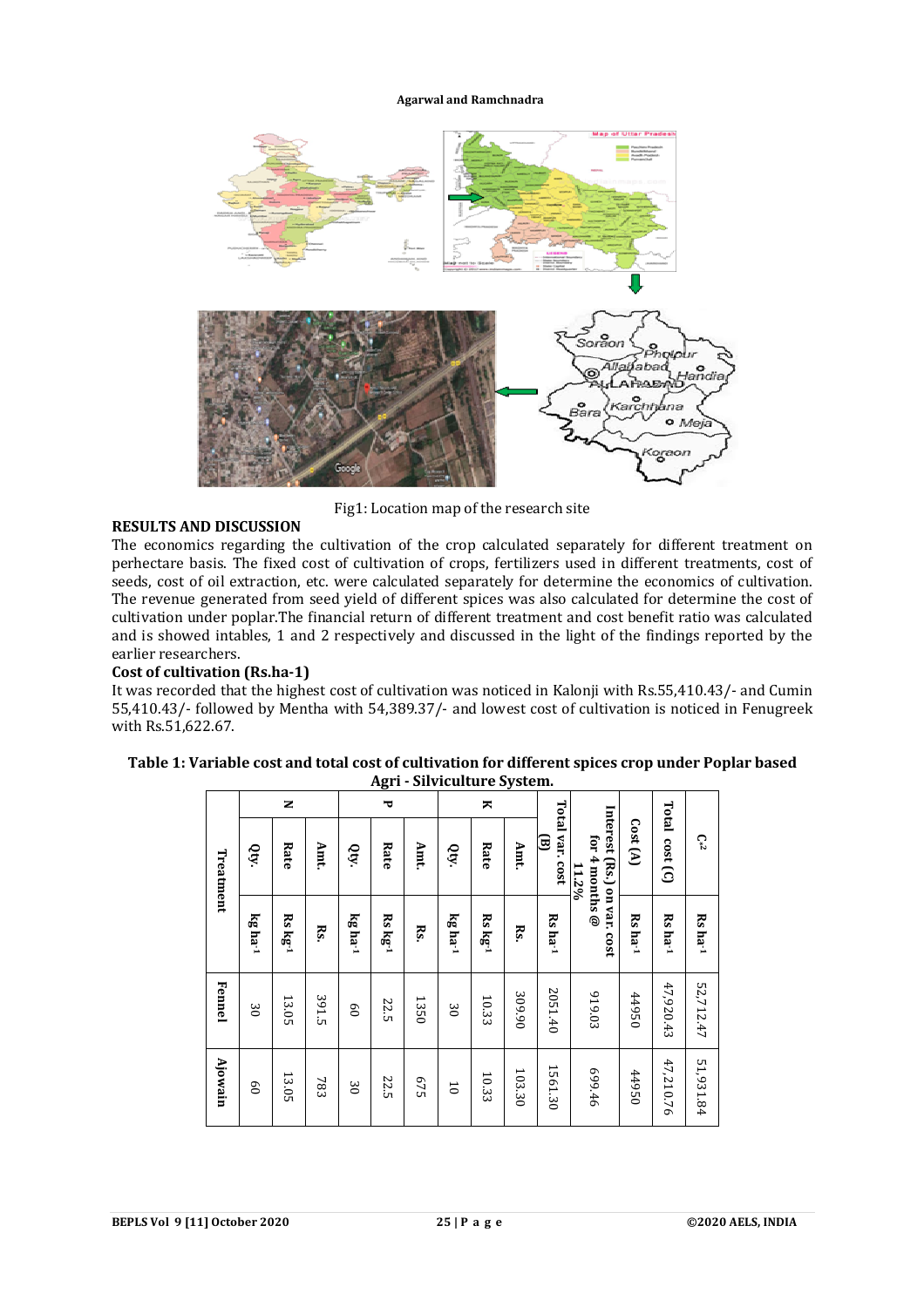Fig1: Location map of the research site

## RESULTS AND DISCUSSION

The economics regarding the cultivation of the crop calculated separately for different treatment on perhectare basis. The fixed cost of cultivation of crops, fertilizers used in different treatments, cost of seeds, cost of oil extraction, etc. were calculated separately for determine the economics of cultivation. The revenue generated from seed yield of different spices was also calculated for determine the cost of cultivation under poplar.The financial return of different treatment and cost benefit ratio was calculated and is showed intables, 1 and 2 respectively and discussed in the light of the findings reported by the earlier researchers.

### Cost of cultivation (Rs.ha-1)

It was recorded that the highest cost of cultivation was noticed in Kalonji with Rs.55,410.43/- and Cumin 55,410.43/- followed by Mentha with 54,389.37/- and lowest cost of cultivation is noticed in Fenugreek with Rs.51,622.67.

**Table 1: Variable cost and total cost of cultivation for different spices crop under Poplar based Agri - Silviculture System.**

| Treatment | N | | | P | | | K | | | Total var. cost (B) | Interest (Rs.) on var. cost for 4 months @ 11.2% | Cost (A) | Total cost (C) | $C_2$ |
|---|---|---|---|---|---|---|---|---|---|---|---|---|---|---|
| | Qty. | Rate | Amt. | Qty. | Rate | Amt. | Qty. | Rate | Amt. | | | | | |
| | kg ha-1 | Rs kg-1 | Rs. | kg ha-1 | Rs kg-1 | Rs. | kg ha-1 | Rs kg-1 | Rs. | Rs ha-1 | | Rs ha-1 | Rs ha-1 | Rs ha-1 |
| Fennel | 30 | 13.05 | 391.5 | 60 | 22.5 | 1350 | 30 | 10.33 | 309.90 | 2051.40 | 919.03 | 44950 | 47,920.43 | 52,712.47 |
| Ajowain | 60 | 13.05 | 783 | 30 | 22.5 | 675 | 10 | 10.33 | 103.30 | 1561.30 | 699.46 | 44950 | 47,210.76 | 51,931.84 |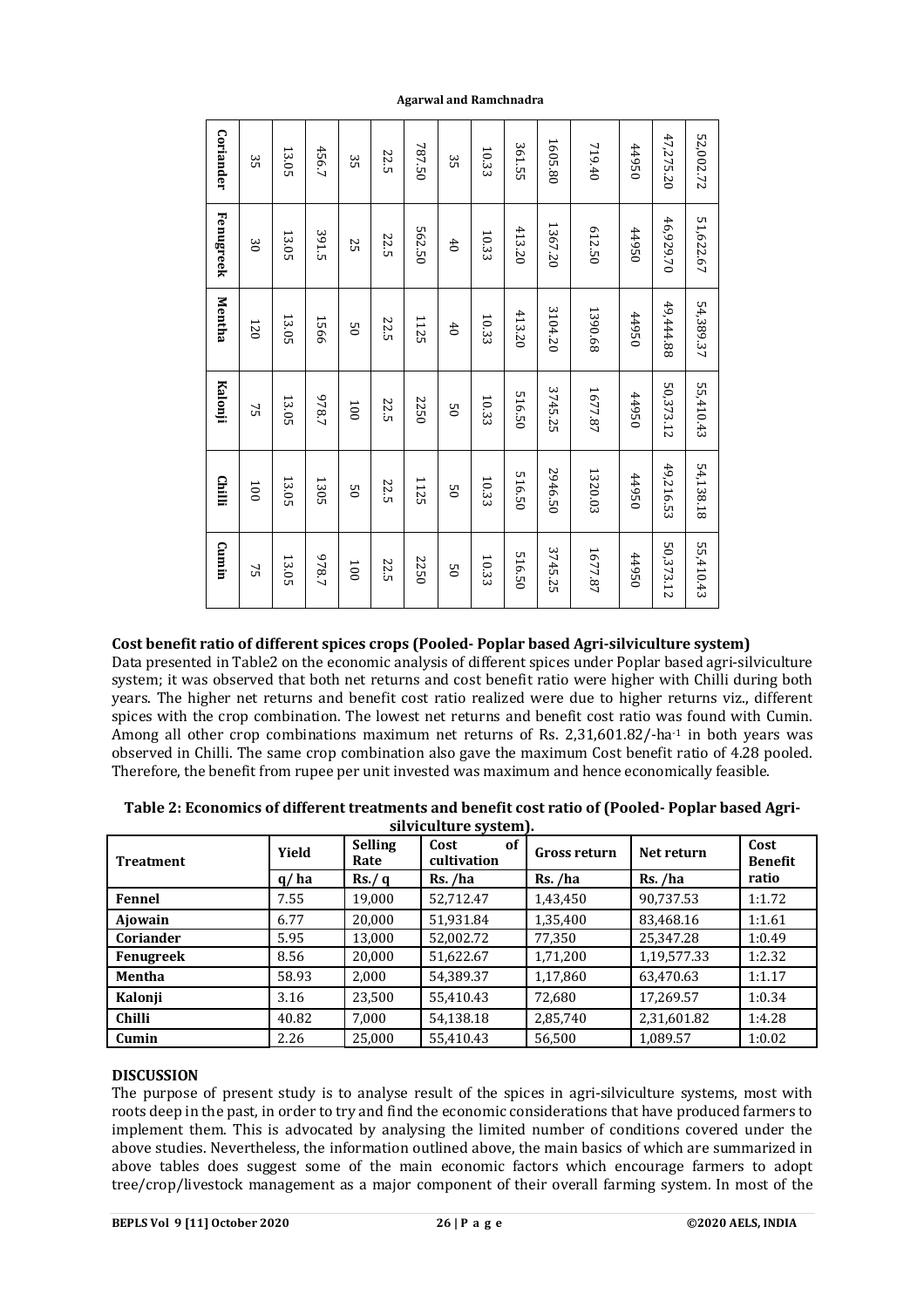| | | | | | | | | | | | | | | |
|---|---|---|---|---|---|---|---|---|---|---|---|---|---|---|
| **Coriander** | 35 | 13.05 | 456.7 | 35 | 22.5 | 787.50 | 35 | 10.33 | 361.55 | 1605.80 | 719.40 | 44950 | 47,275.20 | 52,002.72 |
| **Fenugreek** | 30 | 13.05 | 391.5 | 25 | 22.5 | 562.50 | 40 | 10.33 | 413.20 | 1367.20 | 612.50 | 44950 | 46,929.70 | 51,622.67 |
| **Mentha** | 120 | 13.05 | 1566 | 50 | 22.5 | 1125 | 40 | 10.33 | 413.20 | 3104.20 | 1390.68 | 44950 | 49,444.88 | 54,389.37 |
| **Kalonji** | 75 | 13.05 | 978.7 | 100 | 22.5 | 2250 | 50 | 10.33 | 516.50 | 3745.25 | 1677.87 | 44950 | 50,373.12 | 55,410.43 |
| **Chilli** | 100 | 13.05 | 1305 | 50 | 22.5 | 1125 | 50 | 10.33 | 516.50 | 2946.50 | 1320.03 | 44950 | 49,216.53 | 54,138.18 |
| **Cumin** | 75 | 13.05 | 978.7 | 100 | 22.5 | 2250 | 50 | 10.33 | 516.50 | 3745.25 | 1677.87 | 44950 | 50,373.12 | 55,410.43 |

**Cost benefit ratio of different spices crops (Pooled- Poplar based Agri-silviculture system)**

Data presented in Table2 on the economic analysis of different spices under Poplar based agri-silviculture system; it was observed that both net returns and cost benefit ratio were higher with Chilli during both years. The higher net returns and benefit cost ratio realized were due to higher returns viz., different spices with the crop combination. The lowest net returns and benefit cost ratio was found with Cumin. Among all other crop combinations maximum net returns of Rs. 2,31,601.82/-ha$^{-1}$ in both years was observed in Chilli. The same crop combination also gave the maximum Cost benefit ratio of 4.28 pooled. Therefore, the benefit from rupee per unit invested was maximum and hence economically feasible.

**Table 2: Economics of different treatments and benefit cost ratio of (Pooled- Poplar based Agri-silviculture system).**

| Treatment | Yield | Selling Rate | Cost of cultivation | Gross return | Net return | Cost Benefit ratio |
|---|---|---|---|---|---|---|
| | q/ ha | Rs./ q | Rs. /ha | Rs. /ha | Rs. /ha | |
| **Fennel** | 7.55 | 19,000 | 52,712.47 | 1,43,450 | 90,737.53 | 1:1.72 |
| **Ajowain** | 6.77 | 20,000 | 51,931.84 | 1,35,400 | 83,468.16 | 1:1.61 |
| **Coriander** | 5.95 | 13,000 | 52,002.72 | 77,350 | 25,347.28 | 1:0.49 |
| **Fenugreek** | 8.56 | 20,000 | 51,622.67 | 1,71,200 | 1,19,577.33 | 1:2.32 |
| **Mentha** | 58.93 | 2,000 | 54,389.37 | 1,17,860 | 63,470.63 | 1:1.17 |
| **Kalonji** | 3.16 | 23,500 | 55,410.43 | 72,680 | 17,269.57 | 1:0.34 |
| **Chilli** | 40.82 | 7,000 | 54,138.18 | 2,85,740 | 2,31,601.82 | 1:4.28 |
| **Cumin** | 2.26 | 25,000 | 55,410.43 | 56,500 | 1,089.57 | 1:0.02 |

## DISCUSSION

The purpose of present study is to analyse result of the spices in agri-silviculture systems, most with roots deep in the past, in order to try and find the economic considerations that have produced farmers to implement them. This is advocated by analysing the limited number of conditions covered under the above studies. Nevertheless, the information outlined above, the main basics of which are summarized in above tables does suggest some of the main economic factors which encourage farmers to adopt tree/crop/livestock management as a major component of their overall farming system. In most of the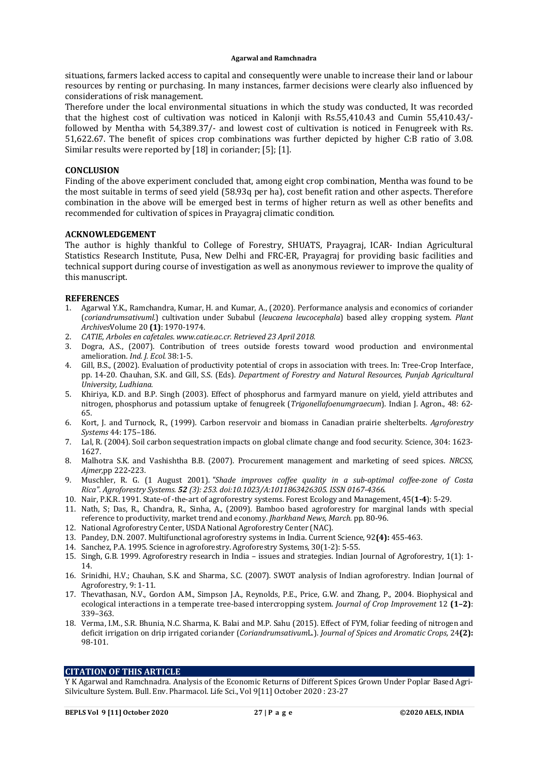situations, farmers lacked access to capital and consequently were unable to increase their land or labour resources by renting or purchasing. In many instances, farmer decisions were clearly also influenced by considerations of risk management.

Therefore under the local environmental situations in which the study was conducted, It was recorded that the highest cost of cultivation was noticed in Kalonji with Rs.55,410.43 and Cumin 55,410.43/- followed by Mentha with 54,389.37/- and lowest cost of cultivation is noticed in Fenugreek with Rs. 51,622.67. The benefit of spices crop combinations was further depicted by higher C:B ratio of 3.08. Similar results were reported by [18] in coriander; [5]; [1].

## CONCLUSION

Finding of the above experiment concluded that, among eight crop combination, Mentha was found to be the most suitable in terms of seed yield (58.93q per ha), cost benefit ration and other aspects. Therefore combination in the above will be emerged best in terms of higher return as well as other benefits and recommended for cultivation of spices in Prayagraj climatic condition.

## ACKNOWLEDGEMENT

The author is highly thankful to College of Forestry, SHUATS, Prayagraj, ICAR- Indian Agricultural Statistics Research Institute, Pusa, New Delhi and FRC-ER, Prayagraj for providing basic facilities and technical support during course of investigation as well as anonymous reviewer to improve the quality of this manuscript.

## REFERENCES

1. Agarwal Y.K., Ramchandra, Kumar, H. and Kumar, A., (2020). Performance analysis and economics of coriander (*coriandrumsativumL.*) cultivation under Subabul (*leucaena leucocephala*) based alley cropping system. *Plant Archives*Volume 20 **(1)**: 1970-1974.
2. *CATIE, Arboles en cafetales. www.catie.ac.cr. Retrieved 23 April 2018.*
3. Dogra, A.S., (2007). Contribution of trees outside forests toward wood production and environmental amelioration. *Ind. J. Ecol.* 38:1-5.
4. Gill, B.S., (2002). Evaluation of productivity potential of crops in association with trees. In: Tree-Crop Interface, pp. 14-20. Chauhan, S.K. and Gill, S.S. (Eds). *Department of Forestry and Natural Resources, Punjab Agricultural University, Ludhiana.*
5. Khiriya, K.D. and B.P. Singh (2003). Effect of phosphorus and farmyard manure on yield, yield attributes and nitrogen, phosphorus and potassium uptake of fenugreek (*Trigonellafoenumgraecum*). Indian J. Agron., 48: 62-65.
6. Kort, J. and Turnock, R., (1999). Carbon reservoir and biomass in Canadian prairie shelterbelts. *Agroforestry Systems* 44: 175–186.
7. Lal, R. (2004). Soil carbon sequestration impacts on global climate change and food security. Science, 304: 1623-1627.
8. Malhotra S.K. and Vashishtha B.B. (2007). Procurement management and marketing of seed spices. *NRCSS, Ajmer,*pp 222-223.
9. Muschler, R. G. (1 August 2001). *"Shade improves coffee quality in a sub-optimal coffee-zone of Costa Rica". Agroforestry Systems.* ***52*** *(3): 253. doi:10.1023/A:1011863426305. ISSN 0167-4366.*
10. Nair, P.K.R. 1991. State-of -the-art of agroforestry systems. Forest Ecology and Management, 45(**1-4**): 5-29.
11. Nath, S; Das, R., Chandra, R., Sinha, A., (2009). Bamboo based agroforestry for marginal lands with special reference to productivity, market trend and economy. *Jharkhand News, March.* pp. 80-96.
12. National Agroforestry Center, USDA National Agroforestry Center (NAC).
13. Pandey, D.N. 2007. Multifunctional agroforestry systems in India. Current Science, 92**(4):** 455-463.
14. Sanchez, P.A. 1995. Science in agroforestry. Agroforestry Systems, 30(1-2): 5-55.
15. Singh, G.B. 1999. Agroforestry research in India – issues and strategies. Indian Journal of Agroforestry, 1(1): 1-14.
16. Srinidhi, H.V.; Chauhan, S.K. and Sharma, S.C. (2007). SWOT analysis of Indian agroforestry. Indian Journal of Agroforestry, 9: 1-11.
17. Thevathasan, N.V., Gordon A.M., Simpson J.A., Reynolds, P.E., Price, G.W. and Zhang, P., 2004. Biophysical and ecological interactions in a temperate tree-based intercropping system. *Journal of Crop Improvement* 12 **(1–2)**: 339–363.
18. Verma, I.M., S.R. Bhunia, N.C. Sharma, K. Balai and M.P. Sahu (2015). Effect of FYM, foliar feeding of nitrogen and deficit irrigation on drip irrigated coriander (*CoriandrumsativumL.*). *Journal of Spices and Aromatic Crops,* 24**(2):** 98-101.

## CITATION OF THIS ARTICLE

Y K Agarwal and Ramchnadra. Analysis of the Economic Returns of Different Spices Grown Under Poplar Based Agri-Silviculture System. Bull. Env. Pharmacol. Life Sci., Vol 9[11] October 2020 : 23-27